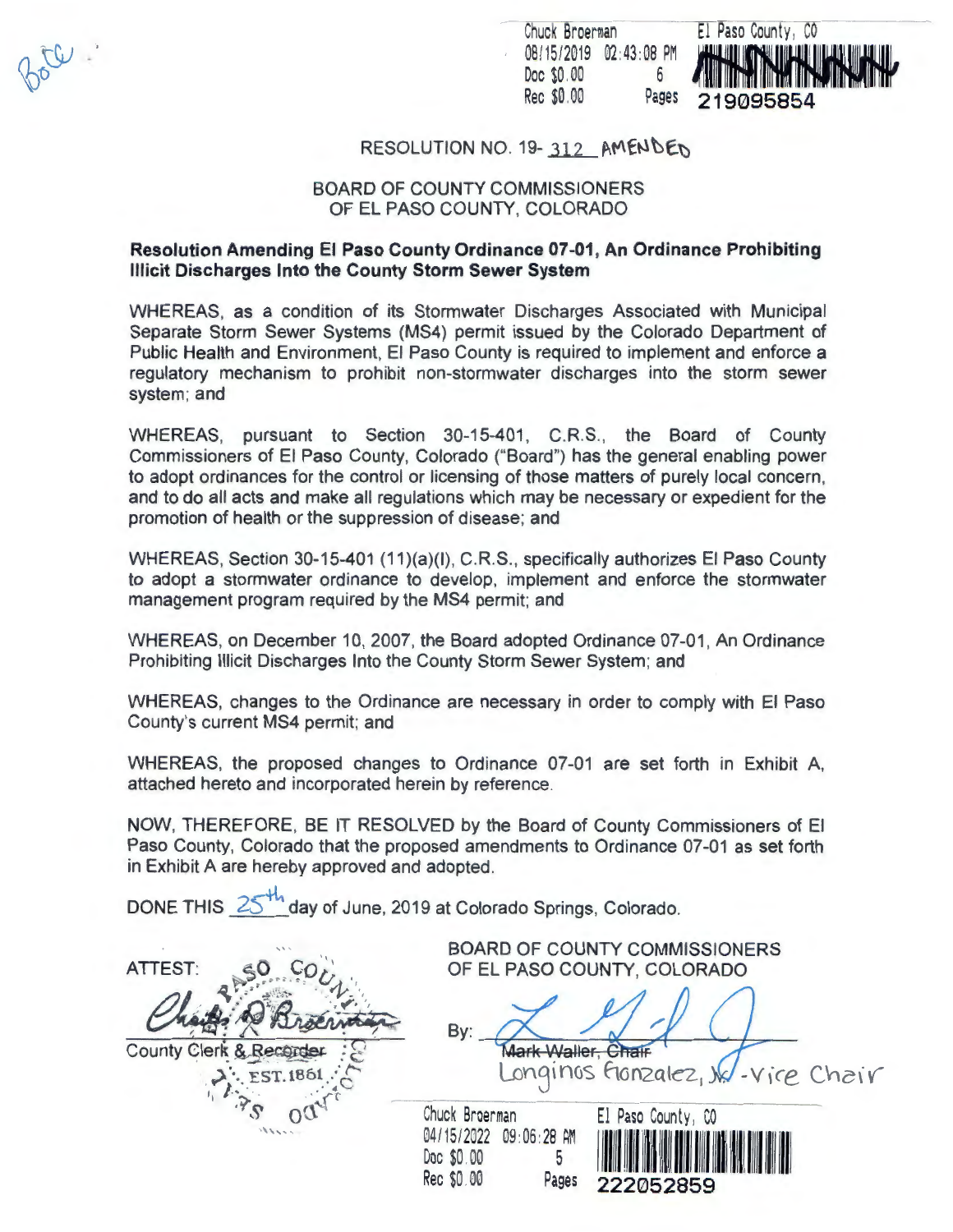BoCC

Chuck Broerman
08/15/2019 02:43:08 PM
Doc $0.00 6
Rec $0.00 Pages
El Paso County, CO
219095854

RESOLUTION NO. 19- 312 AMENDED

BOARD OF COUNTY COMMISSIONERS
OF EL PASO COUNTY, COLORADO

**Resolution Amending El Paso County Ordinance 07-01, An Ordinance Prohibiting Illicit Discharges Into the County Storm Sewer System**

WHEREAS, as a condition of its Stormwater Discharges Associated with Municipal Separate Storm Sewer Systems (MS4) permit issued by the Colorado Department of Public Health and Environment, El Paso County is required to implement and enforce a regulatory mechanism to prohibit non-stormwater discharges into the storm sewer system; and

WHEREAS, pursuant to Section 30-15-401, C.R.S., the Board of County Commissioners of El Paso County, Colorado ("Board") has the general enabling power to adopt ordinances for the control or licensing of those matters of purely local concern, and to do all acts and make all regulations which may be necessary or expedient for the promotion of health or the suppression of disease; and

WHEREAS, Section 30-15-401 (11)(a)(I), C.R.S., specifically authorizes El Paso County to adopt a stormwater ordinance to develop, implement and enforce the stormwater management program required by the MS4 permit; and

WHEREAS, on December 10, 2007, the Board adopted Ordinance 07-01, An Ordinance Prohibiting Illicit Discharges Into the County Storm Sewer System; and

WHEREAS, changes to the Ordinance are necessary in order to comply with El Paso County's current MS4 permit; and

WHEREAS, the proposed changes to Ordinance 07-01 are set forth in Exhibit A, attached hereto and incorporated herein by reference.

NOW, THEREFORE, BE IT RESOLVED by the Board of County Commissioners of El Paso County, Colorado that the proposed amendments to Ordinance 07-01 as set forth in Exhibit A are hereby approved and adopted.

DONE THIS 25th day of June, 2019 at Colorado Springs, Colorado.

ATTEST:

County Clerk & Recorder

BOARD OF COUNTY COMMISSIONERS
OF EL PASO COUNTY, COLORADO

By: ~~Mark Waller, Chair~~
Longinos Gonzalez, Jr. -Vice Chair

Chuck Broerman
04/15/2022 09:06:28 AM
Doc $0.00 5
Rec $0.00 Pages
El Paso County, CO
222052859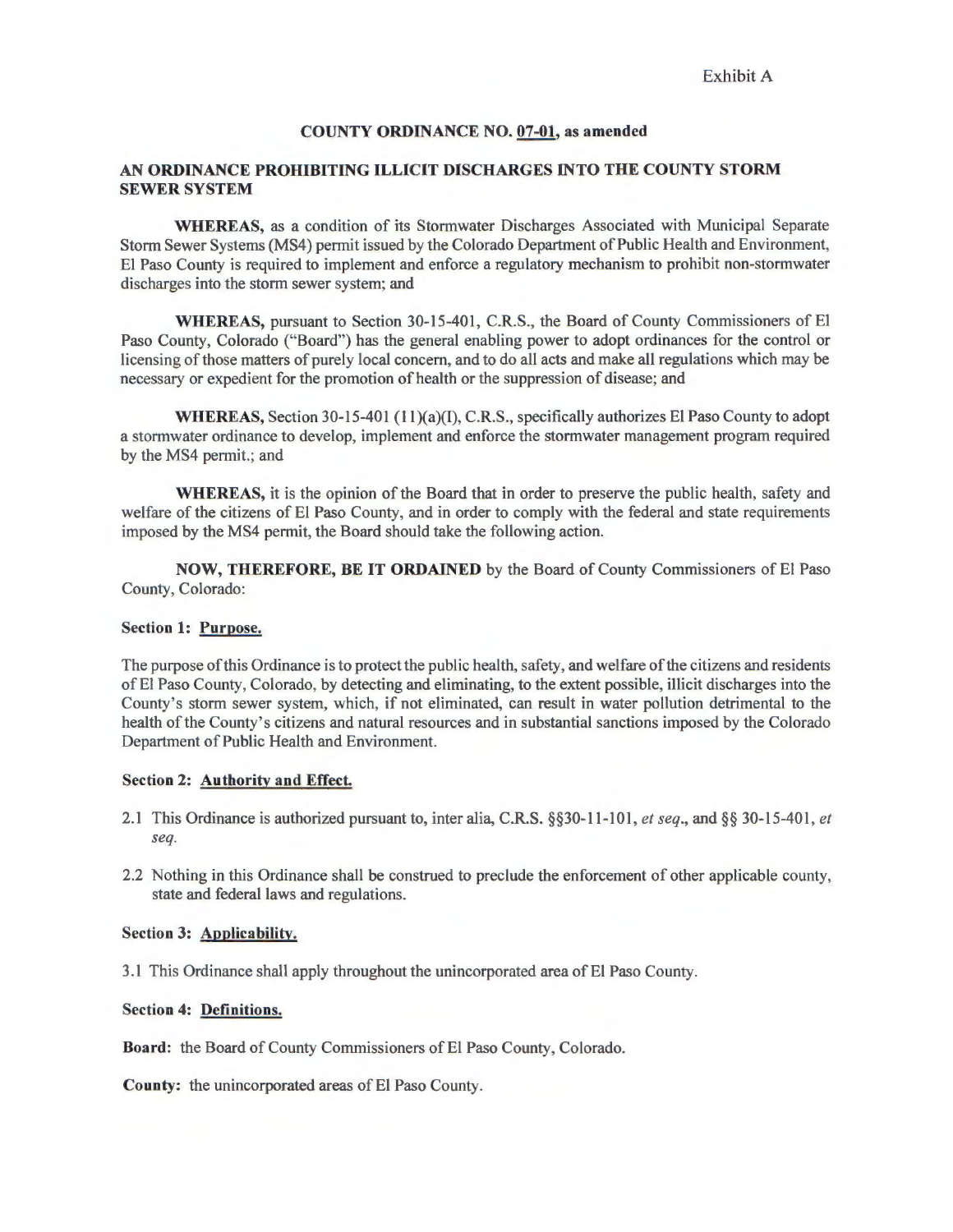Exhibit A

**COUNTY ORDINANCE NO. 07-01, as amended**

## AN ORDINANCE PROHIBITING ILLICIT DISCHARGES INTO THE COUNTY STORM SEWER SYSTEM

**WHEREAS,** as a condition of its Stormwater Discharges Associated with Municipal Separate Storm Sewer Systems (MS4) permit issued by the Colorado Department of Public Health and Environment, El Paso County is required to implement and enforce a regulatory mechanism to prohibit non-stormwater discharges into the storm sewer system; and

**WHEREAS,** pursuant to Section 30-15-401, C.R.S., the Board of County Commissioners of El Paso County, Colorado ("Board") has the general enabling power to adopt ordinances for the control or licensing of those matters of purely local concern, and to do all acts and make all regulations which may be necessary or expedient for the promotion of health or the suppression of disease; and

**WHEREAS,** Section 30-15-401 (11)(a)(I), C.R.S., specifically authorizes El Paso County to adopt a stormwater ordinance to develop, implement and enforce the stormwater management program required by the MS4 permit.; and

**WHEREAS,** it is the opinion of the Board that in order to preserve the public health, safety and welfare of the citizens of El Paso County, and in order to comply with the federal and state requirements imposed by the MS4 permit, the Board should take the following action.

**NOW, THEREFORE, BE IT ORDAINED** by the Board of County Commissioners of El Paso County, Colorado:

### Section 1: Purpose.

The purpose of this Ordinance is to protect the public health, safety, and welfare of the citizens and residents of El Paso County, Colorado, by detecting and eliminating, to the extent possible, illicit discharges into the County's storm sewer system, which, if not eliminated, can result in water pollution detrimental to the health of the County's citizens and natural resources and in substantial sanctions imposed by the Colorado Department of Public Health and Environment.

### Section 2: Authority and Effect.

2.1 This Ordinance is authorized pursuant to, inter alia, C.R.S. §§30-11-101, *et seq*., and §§ 30-15-401, *et seq*.

2.2 Nothing in this Ordinance shall be construed to preclude the enforcement of other applicable county, state and federal laws and regulations.

### Section 3: Applicability.

3.1 This Ordinance shall apply throughout the unincorporated area of El Paso County.

### Section 4: Definitions.

**Board:** the Board of County Commissioners of El Paso County, Colorado.

**County:** the unincorporated areas of El Paso County.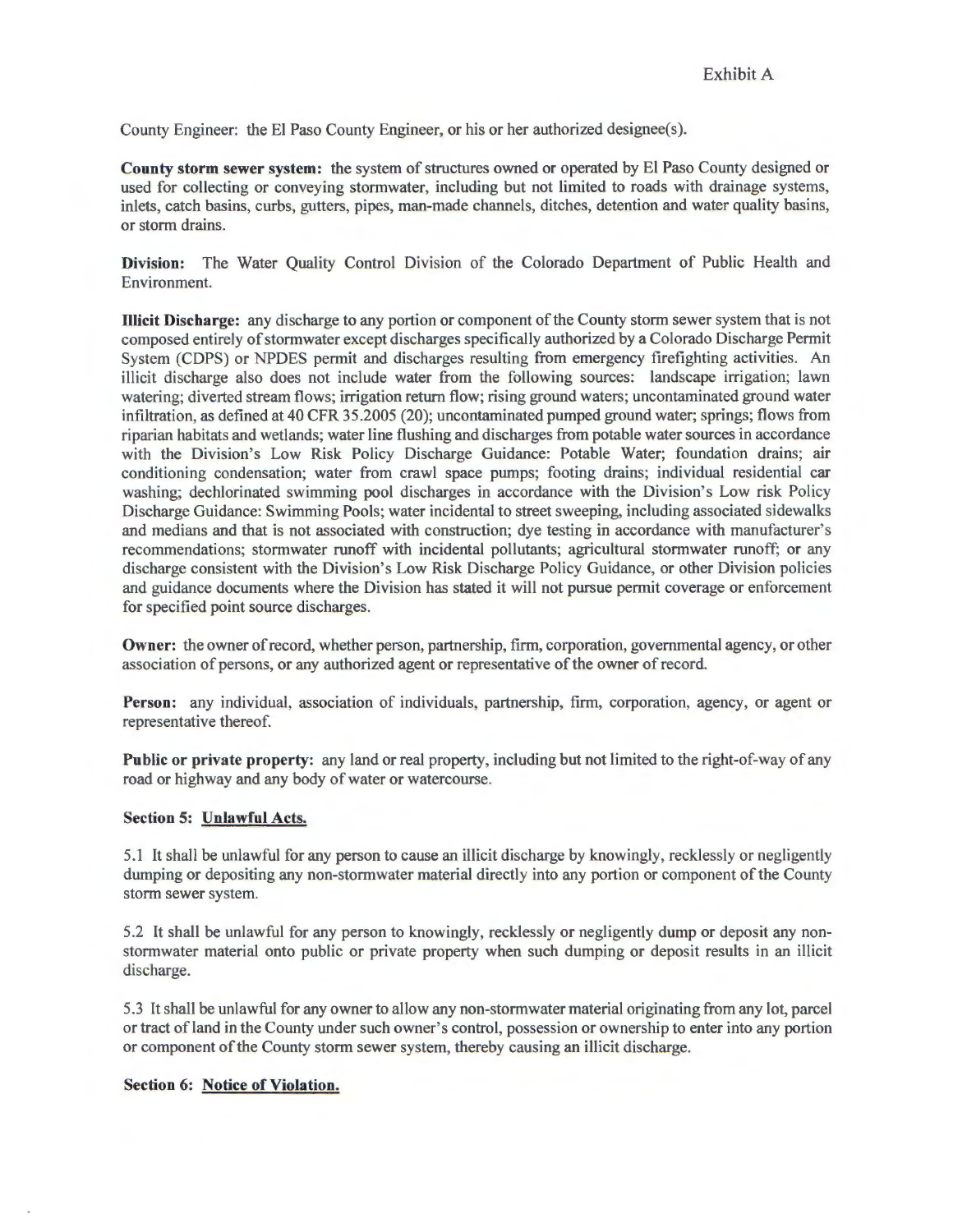Exhibit A

County Engineer: the El Paso County Engineer, or his or her authorized designee(s).

**County storm sewer system:** the system of structures owned or operated by El Paso County designed or used for collecting or conveying stormwater, including but not limited to roads with drainage systems, inlets, catch basins, curbs, gutters, pipes, man-made channels, ditches, detention and water quality basins, or storm drains.

**Division:** The Water Quality Control Division of the Colorado Department of Public Health and Environment.

**Illicit Discharge:** any discharge to any portion or component of the County storm sewer system that is not composed entirely of stormwater except discharges specifically authorized by a Colorado Discharge Permit System (CDPS) or NPDES permit and discharges resulting from emergency firefighting activities. An illicit discharge also does not include water from the following sources: landscape irrigation; lawn watering; diverted stream flows; irrigation return flow; rising ground waters; uncontaminated ground water infiltration, as defined at 40 CFR 35.2005 (20); uncontaminated pumped ground water; springs; flows from riparian habitats and wetlands; water line flushing and discharges from potable water sources in accordance with the Division's Low Risk Policy Discharge Guidance: Potable Water; foundation drains; air conditioning condensation; water from crawl space pumps; footing drains; individual residential car washing; dechlorinated swimming pool discharges in accordance with the Division's Low risk Policy Discharge Guidance: Swimming Pools; water incidental to street sweeping, including associated sidewalks and medians and that is not associated with construction; dye testing in accordance with manufacturer's recommendations; stormwater runoff with incidental pollutants; agricultural stormwater runoff; or any discharge consistent with the Division's Low Risk Discharge Policy Guidance, or other Division policies and guidance documents where the Division has stated it will not pursue permit coverage or enforcement for specified point source discharges.

**Owner:** the owner of record, whether person, partnership, firm, corporation, governmental agency, or other association of persons, or any authorized agent or representative of the owner of record.

**Person:** any individual, association of individuals, partnership, firm, corporation, agency, or agent or representative thereof.

**Public or private property:** any land or real property, including but not limited to the right-of-way of any road or highway and any body of water or watercourse.

**Section 5: Unlawful Acts.**

5.1 It shall be unlawful for any person to cause an illicit discharge by knowingly, recklessly or negligently dumping or depositing any non-stormwater material directly into any portion or component of the County storm sewer system.

5.2 It shall be unlawful for any person to knowingly, recklessly or negligently dump or deposit any non-stormwater material onto public or private property when such dumping or deposit results in an illicit discharge.

5.3 It shall be unlawful for any owner to allow any non-stormwater material originating from any lot, parcel or tract of land in the County under such owner's control, possession or ownership to enter into any portion or component of the County storm sewer system, thereby causing an illicit discharge.

**Section 6: Notice of Violation.**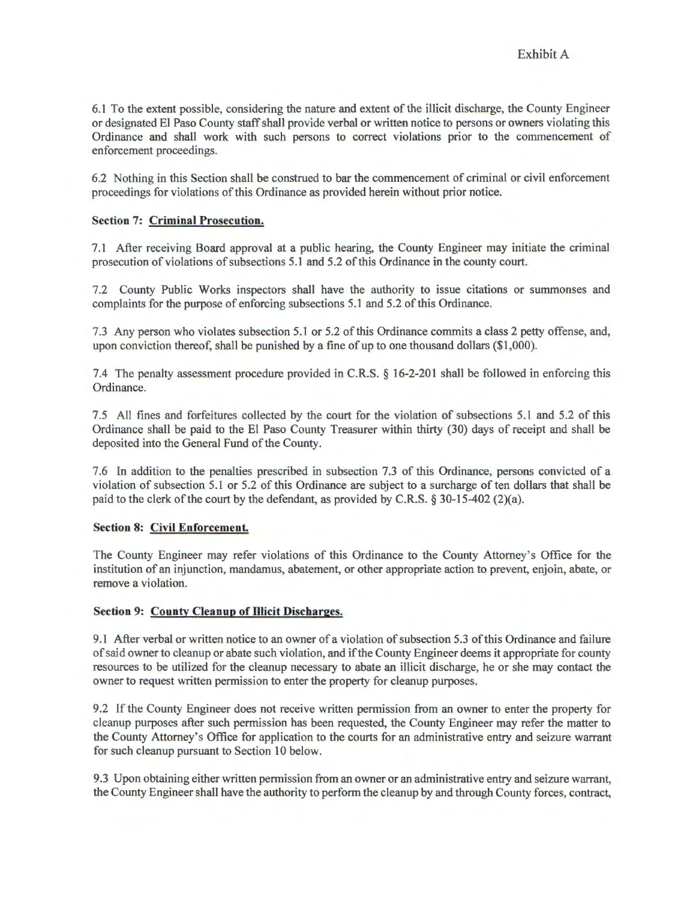Exhibit A

6.1 To the extent possible, considering the nature and extent of the illicit discharge, the County Engineer or designated El Paso County staff shall provide verbal or written notice to persons or owners violating this Ordinance and shall work with such persons to correct violations prior to the commencement of enforcement proceedings.

6.2 Nothing in this Section shall be construed to bar the commencement of criminal or civil enforcement proceedings for violations of this Ordinance as provided herein without prior notice.

**Section 7: Criminal Prosecution.**

7.1 After receiving Board approval at a public hearing, the County Engineer may initiate the criminal prosecution of violations of subsections 5.1 and 5.2 of this Ordinance in the county court.

7.2 County Public Works inspectors shall have the authority to issue citations or summonses and complaints for the purpose of enforcing subsections 5.1 and 5.2 of this Ordinance.

7.3 Any person who violates subsection 5.1 or 5.2 of this Ordinance commits a class 2 petty offense, and, upon conviction thereof, shall be punished by a fine of up to one thousand dollars ($1,000).

7.4 The penalty assessment procedure provided in C.R.S. § 16-2-201 shall be followed in enforcing this Ordinance.

7.5 All fines and forfeitures collected by the court for the violation of subsections 5.1 and 5.2 of this Ordinance shall be paid to the El Paso County Treasurer within thirty (30) days of receipt and shall be deposited into the General Fund of the County.

7.6 In addition to the penalties prescribed in subsection 7.3 of this Ordinance, persons convicted of a violation of subsection 5.1 or 5.2 of this Ordinance are subject to a surcharge of ten dollars that shall be paid to the clerk of the court by the defendant, as provided by C.R.S. § 30-15-402 (2)(a).

**Section 8: Civil Enforcement.**

The County Engineer may refer violations of this Ordinance to the County Attorney's Office for the institution of an injunction, mandamus, abatement, or other appropriate action to prevent, enjoin, abate, or remove a violation.

**Section 9: County Cleanup of Illicit Discharges.**

9.1 After verbal or written notice to an owner of a violation of subsection 5.3 of this Ordinance and failure of said owner to cleanup or abate such violation, and if the County Engineer deems it appropriate for county resources to be utilized for the cleanup necessary to abate an illicit discharge, he or she may contact the owner to request written permission to enter the property for cleanup purposes.

9.2 If the County Engineer does not receive written permission from an owner to enter the property for cleanup purposes after such permission has been requested, the County Engineer may refer the matter to the County Attorney's Office for application to the courts for an administrative entry and seizure warrant for such cleanup pursuant to Section 10 below.

9.3 Upon obtaining either written permission from an owner or an administrative entry and seizure warrant, the County Engineer shall have the authority to perform the cleanup by and through County forces, contract,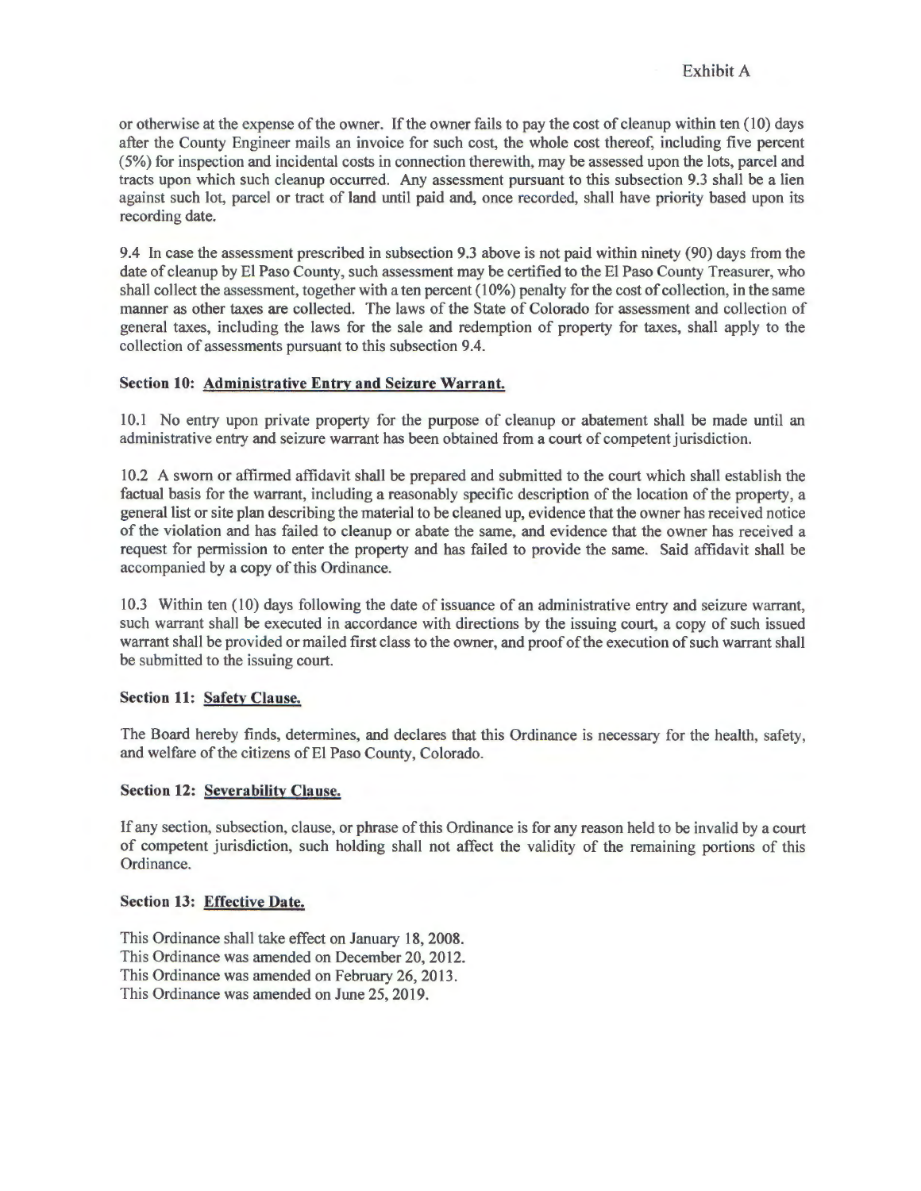Exhibit A

or otherwise at the expense of the owner. If the owner fails to pay the cost of cleanup within ten (10) days after the County Engineer mails an invoice for such cost, the whole cost thereof, including five percent (5%) for inspection and incidental costs in connection therewith, may be assessed upon the lots, parcel and tracts upon which such cleanup occurred. Any assessment pursuant to this subsection 9.3 shall be a lien against such lot, parcel or tract of land until paid and, once recorded, shall have priority based upon its recording date.

9.4 In case the assessment prescribed in subsection 9.3 above is not paid within ninety (90) days from the date of cleanup by El Paso County, such assessment may be certified to the El Paso County Treasurer, who shall collect the assessment, together with a ten percent (10%) penalty for the cost of collection, in the same manner as other taxes are collected. The laws of the State of Colorado for assessment and collection of general taxes, including the laws for the sale and redemption of property for taxes, shall apply to the collection of assessments pursuant to this subsection 9.4.

**Section 10: Administrative Entry and Seizure Warrant.**

10.1 No entry upon private property for the purpose of cleanup or abatement shall be made until an administrative entry and seizure warrant has been obtained from a court of competent jurisdiction.

10.2 A sworn or affirmed affidavit shall be prepared and submitted to the court which shall establish the factual basis for the warrant, including a reasonably specific description of the location of the property, a general list or site plan describing the material to be cleaned up, evidence that the owner has received notice of the violation and has failed to cleanup or abate the same, and evidence that the owner has received a request for permission to enter the property and has failed to provide the same. Said affidavit shall be accompanied by a copy of this Ordinance.

10.3 Within ten (10) days following the date of issuance of an administrative entry and seizure warrant, such warrant shall be executed in accordance with directions by the issuing court, a copy of such issued warrant shall be provided or mailed first class to the owner, and proof of the execution of such warrant shall be submitted to the issuing court.

**Section 11: Safety Clause.**

The Board hereby finds, determines, and declares that this Ordinance is necessary for the health, safety, and welfare of the citizens of El Paso County, Colorado.

**Section 12: Severability Clause.**

If any section, subsection, clause, or phrase of this Ordinance is for any reason held to be invalid by a court of competent jurisdiction, such holding shall not affect the validity of the remaining portions of this Ordinance.

**Section 13: Effective Date.**

This Ordinance shall take effect on January 18, 2008.
This Ordinance was amended on December 20, 2012.
This Ordinance was amended on February 26, 2013.
This Ordinance was amended on June 25, 2019.